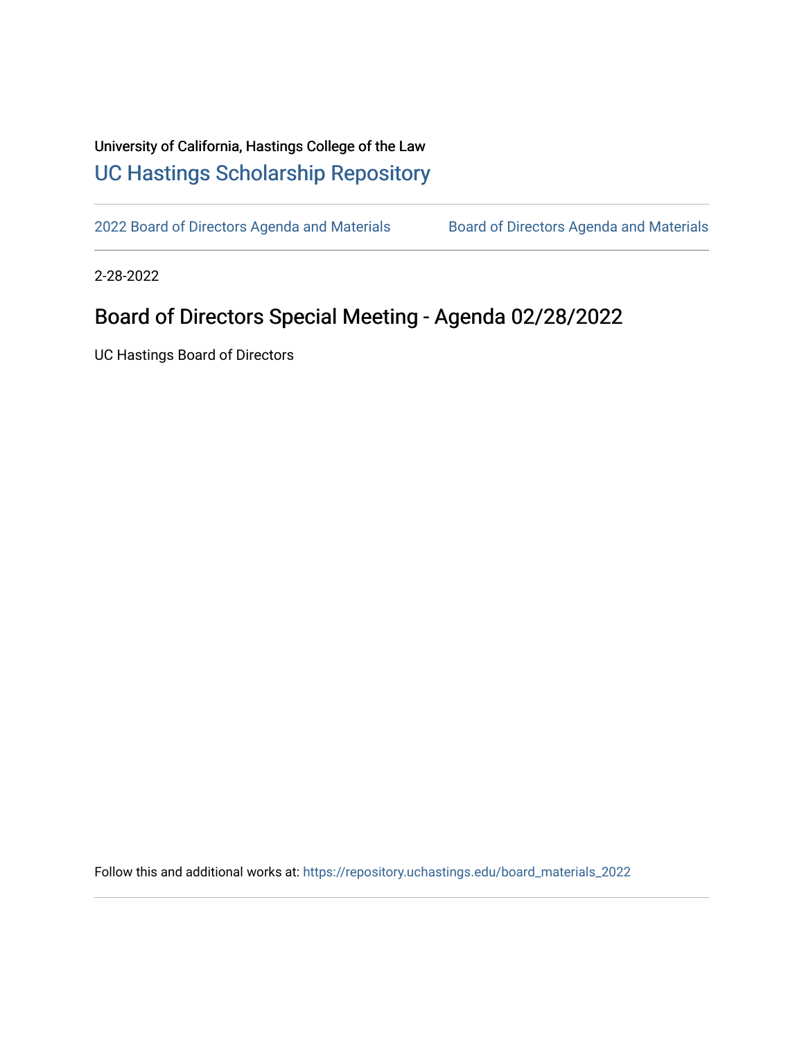University of California, Hastings College of the Law

UC Hastings Scholarship Repository

2022 Board of Directors Agenda and Materials | Board of Directors Agenda and Materials

2-28-2022

# Board of Directors Special Meeting - Agenda 02/28/2022

UC Hastings Board of Directors

Follow this and additional works at: https://repository.uchastings.edu/board_materials_2022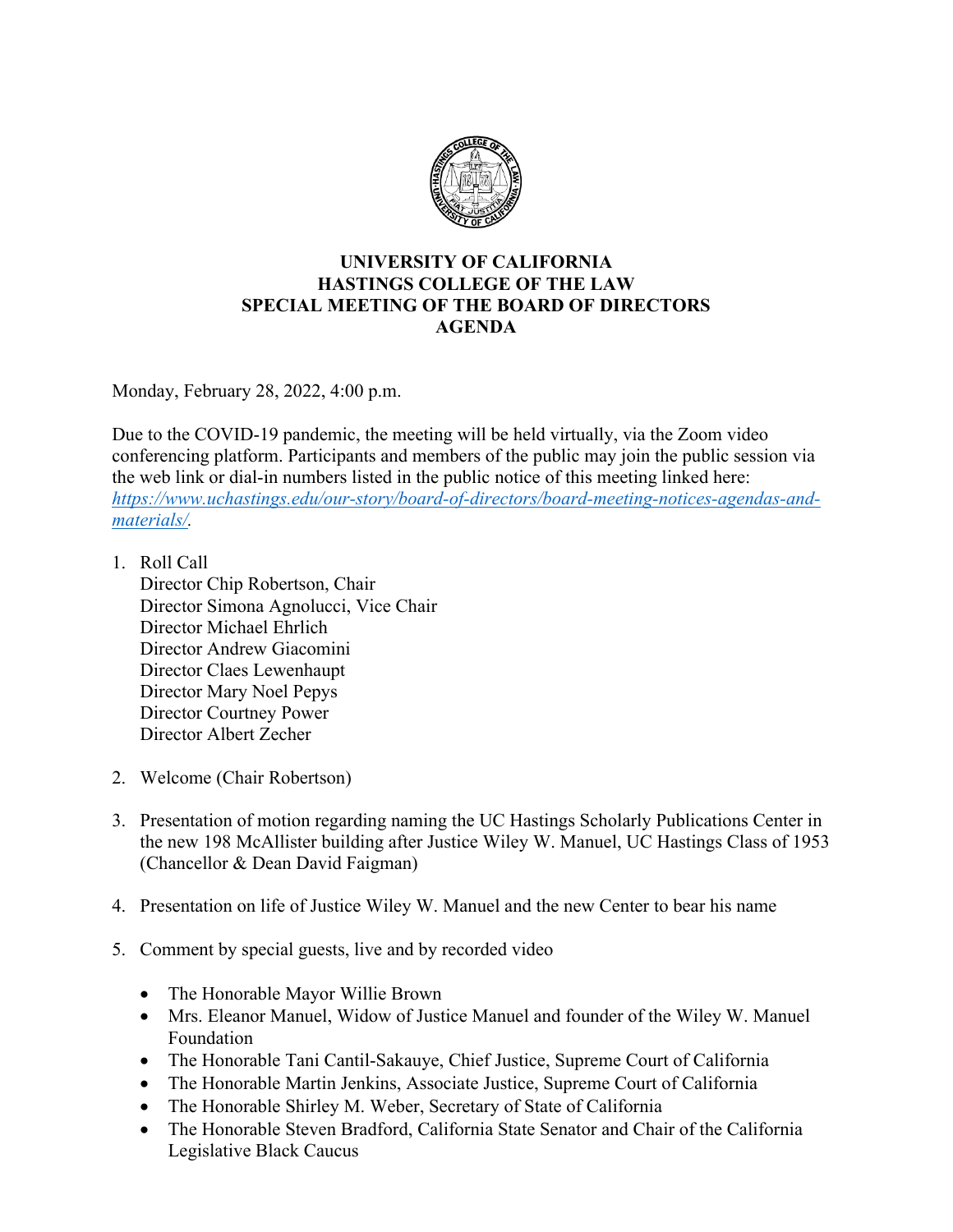# UNIVERSITY OF CALIFORNIA
# HASTINGS COLLEGE OF THE LAW
# SPECIAL MEETING OF THE BOARD OF DIRECTORS
# AGENDA

Monday, February 28, 2022, 4:00 p.m.

Due to the COVID-19 pandemic, the meeting will be held virtually, via the Zoom video conferencing platform. Participants and members of the public may join the public session via the web link or dial-in numbers listed in the public notice of this meeting linked here: *https://www.uchastings.edu/our-story/board-of-directors/board-meeting-notices-agendas-and-materials/*.

1. Roll Call
   Director Chip Robertson, Chair
   Director Simona Agnolucci, Vice Chair
   Director Michael Ehrlich
   Director Andrew Giacomini
   Director Claes Lewenhaupt
   Director Mary Noel Pepys
   Director Courtney Power
   Director Albert Zecher

2. Welcome (Chair Robertson)

3. Presentation of motion regarding naming the UC Hastings Scholarly Publications Center in the new 198 McAllister building after Justice Wiley W. Manuel, UC Hastings Class of 1953 (Chancellor & Dean David Faigman)

4. Presentation on life of Justice Wiley W. Manuel and the new Center to bear his name

5. Comment by special guests, live and by recorded video

   - The Honorable Mayor Willie Brown
   - Mrs. Eleanor Manuel, Widow of Justice Manuel and founder of the Wiley W. Manuel Foundation
   - The Honorable Tani Cantil-Sakauye, Chief Justice, Supreme Court of California
   - The Honorable Martin Jenkins, Associate Justice, Supreme Court of California
   - The Honorable Shirley M. Weber, Secretary of State of California
   - The Honorable Steven Bradford, California State Senator and Chair of the California Legislative Black Caucus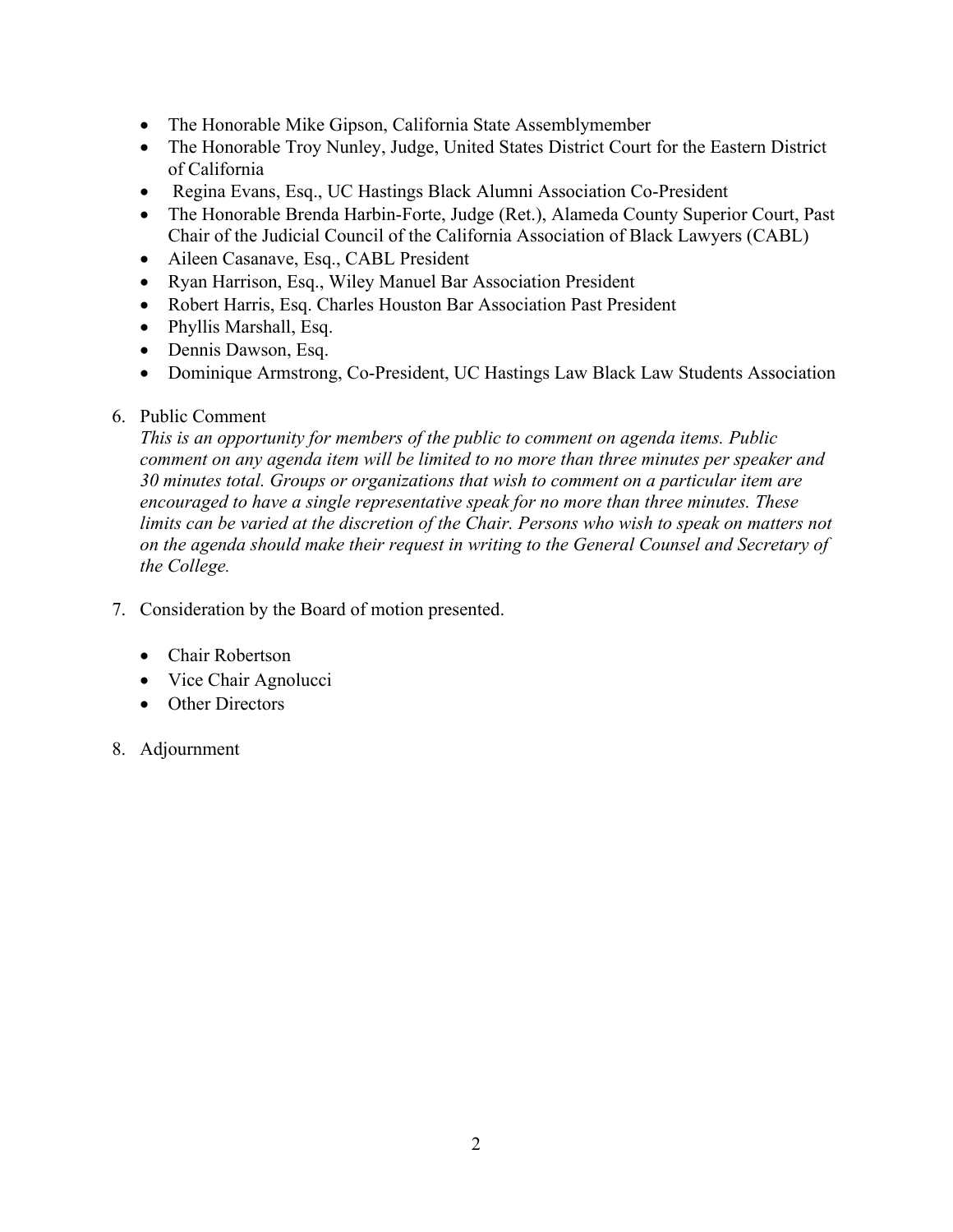- The Honorable Mike Gipson, California State Assemblymember
- The Honorable Troy Nunley, Judge, United States District Court for the Eastern District of California
- Regina Evans, Esq., UC Hastings Black Alumni Association Co-President
- The Honorable Brenda Harbin-Forte, Judge (Ret.), Alameda County Superior Court, Past Chair of the Judicial Council of the California Association of Black Lawyers (CABL)
- Aileen Casanave, Esq., CABL President
- Ryan Harrison, Esq., Wiley Manuel Bar Association President
- Robert Harris, Esq. Charles Houston Bar Association Past President
- Phyllis Marshall, Esq.
- Dennis Dawson, Esq.
- Dominique Armstrong, Co-President, UC Hastings Law Black Law Students Association

6. Public Comment
   *This is an opportunity for members of the public to comment on agenda items. Public comment on any agenda item will be limited to no more than three minutes per speaker and 30 minutes total. Groups or organizations that wish to comment on a particular item are encouraged to have a single representative speak for no more than three minutes. These limits can be varied at the discretion of the Chair. Persons who wish to speak on matters not on the agenda should make their request in writing to the General Counsel and Secretary of the College.*

7. Consideration by the Board of motion presented.
   - Chair Robertson
   - Vice Chair Agnolucci
   - Other Directors

8. Adjournment